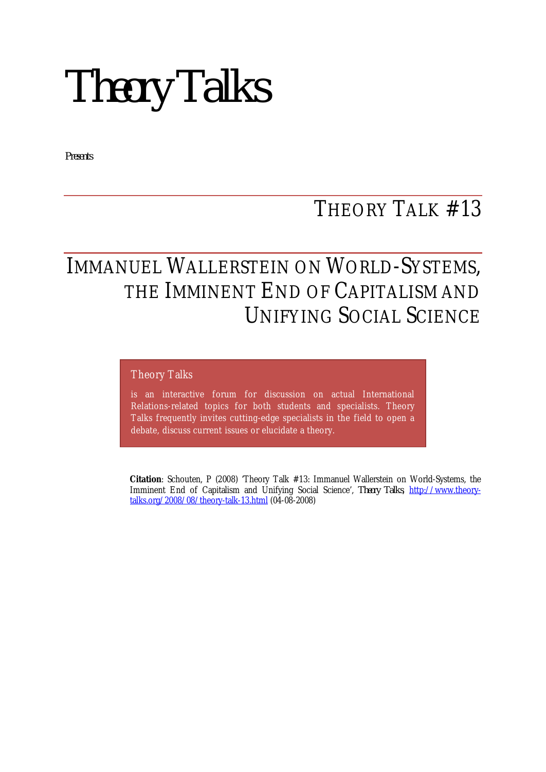# Theory Talks

*Presents*

## THEORY TALK #13

# IMMANUEL WALLERSTEIN ON WORLD-SYSTEMS, THE IMMINENT END OF CAPITALISM AND UNIFYING SOCIAL SCIENCE

Theory Talks

is an interactive forum for discussion on actual International Relations-related topics for both students and specialists. Theory Talks frequently invites cutting-edge specialists in the field to open a debate, discuss current issues or elucidate a theory.

**Citation**: Schouten, P (2008) 'Theory Talk #13: Immanuel Wallerstein on World-Systems, the Imminent End of Capitalism and Unifying Social Science', *Theory Talks*, http://www.theory-talks.org/2008/08/theory-talk-13.html (04-08-2008)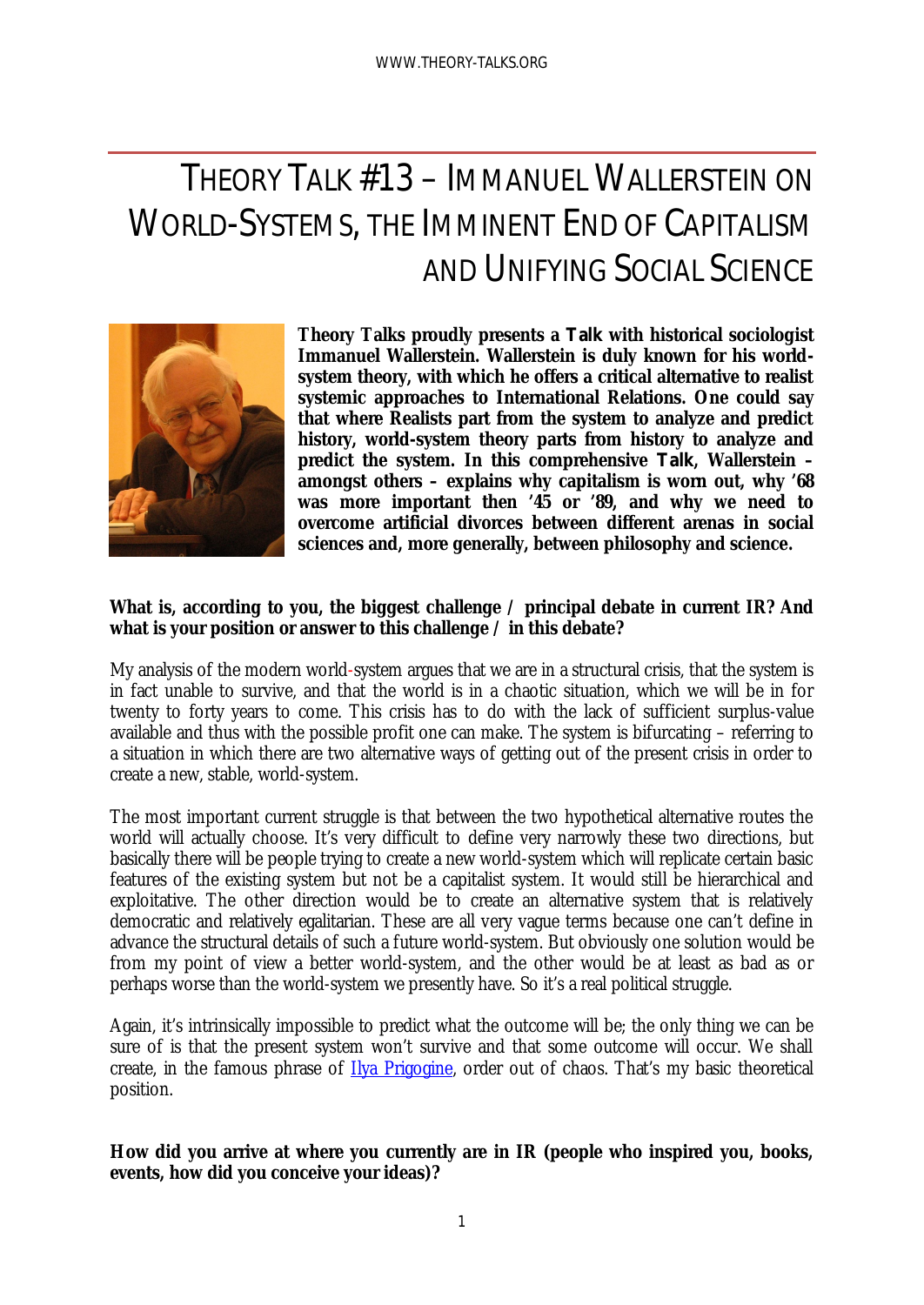# THEORY TALK #13 – IMMANUEL WALLERSTEIN ON WORLD-SYSTEMS, THE IMMINENT END OF CAPITALISM AND UNIFYING SOCIAL SCIENCE

**Theory Talks proudly presents a *Talk* with historical sociologist Immanuel Wallerstein. Wallerstein is duly known for his world-system theory, with which he offers a critical alternative to realist systemic approaches to International Relations. One could say that where Realists part from the system to analyze and predict history, world-system theory parts from history to analyze and predict the system. In this comprehensive *Talk*, Wallerstein – amongst others – explains why capitalism is worn out, why '68 was more important then '45 or '89, and why we need to overcome artificial divorces between different arenas in social sciences and, more generally, between philosophy and science.**

**What is, according to you, the biggest challenge / principal debate in current IR? And what is your position or answer to this challenge / in this debate?**

My analysis of the modern world-system argues that we are in a structural crisis, that the system is in fact unable to survive, and that the world is in a chaotic situation, which we will be in for twenty to forty years to come. This crisis has to do with the lack of sufficient surplus-value available and thus with the possible profit one can make. The system is bifurcating – referring to a situation in which there are two alternative ways of getting out of the present crisis in order to create a new, stable, world-system.

The most important current struggle is that between the two hypothetical alternative routes the world will actually choose. It's very difficult to define very narrowly these two directions, but basically there will be people trying to create a new world-system which will replicate certain basic features of the existing system but not be a capitalist system. It would still be hierarchical and exploitative. The other direction would be to create an alternative system that is relatively democratic and relatively egalitarian. These are all very vague terms because one can't define in advance the structural details of such a future world-system. But obviously one solution would be from my point of view a better world-system, and the other would be at least as bad as or perhaps worse than the world-system we presently have. So it's a real political struggle.

Again, it's intrinsically impossible to predict what the outcome will be; the only thing we can be sure of is that the present system won't survive and that some outcome will occur. We shall create, in the famous phrase of Ilya Prigogine, order out of chaos. That's my basic theoretical position.

**How did you arrive at where you currently are in IR (people who inspired you, books, events, how did you conceive your ideas)?**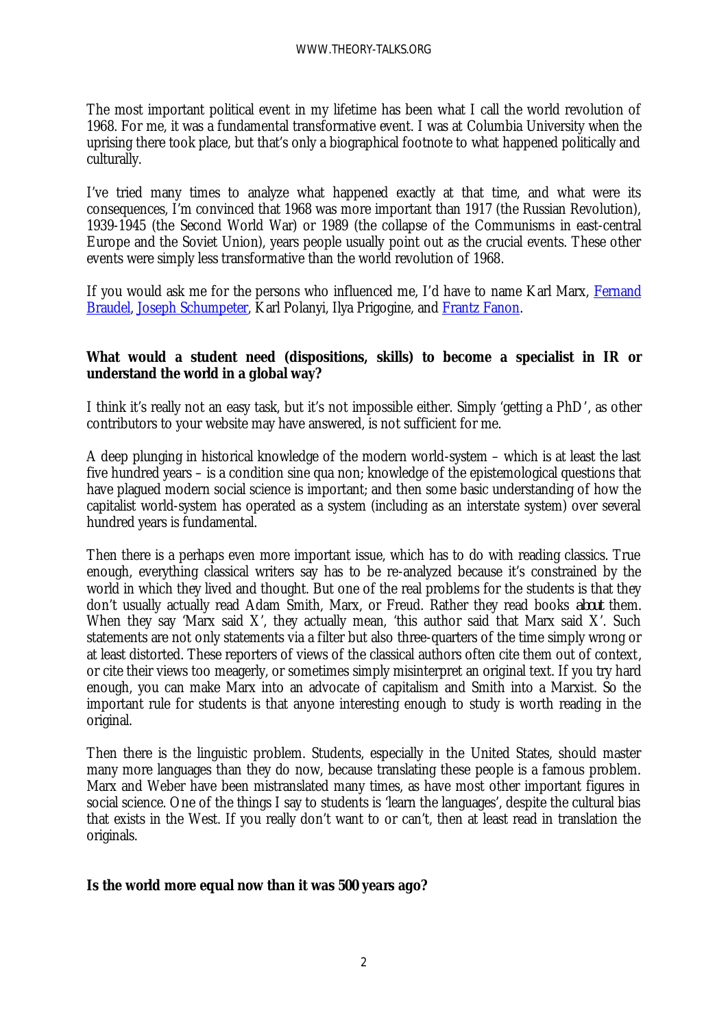The most important political event in my lifetime has been what I call the world revolution of 1968. For me, it was a fundamental transformative event. I was at Columbia University when the uprising there took place, but that's only a biographical footnote to what happened politically and culturally.

I've tried many times to analyze what happened exactly at that time, and what were its consequences, I'm convinced that 1968 was more important than 1917 (the Russian Revolution), 1939-1945 (the Second World War) or 1989 (the collapse of the Communisms in east-central Europe and the Soviet Union), years people usually point out as the crucial events. These other events were simply less transformative than the world revolution of 1968.

If you would ask me for the persons who influenced me, I'd have to name Karl Marx, Fernand Braudel, Joseph Schumpeter, Karl Polanyi, Ilya Prigogine, and Frantz Fanon.

**What would a student need (dispositions, skills) to become a specialist in IR or understand the world in a global way?**

I think it's really not an easy task, but it's not impossible either. Simply 'getting a PhD', as other contributors to your website may have answered, is not sufficient for me.

A deep plunging in historical knowledge of the modern world-system – which is at least the last five hundred years – is a condition sine qua non; knowledge of the epistemological questions that have plagued modern social science is important; and then some basic understanding of how the capitalist world-system has operated as a system (including as an interstate system) over several hundred years is fundamental.

Then there is a perhaps even more important issue, which has to do with reading classics. True enough, everything classical writers say has to be re-analyzed because it's constrained by the world in which they lived and thought. But one of the real problems for the students is that they don't usually actually read Adam Smith, Marx, or Freud. Rather they read books *about* them. When they say 'Marx said X', they actually mean, 'this author said that Marx said X'. Such statements are not only statements via a filter but also three-quarters of the time simply wrong or at least distorted. These reporters of views of the classical authors often cite them out of context, or cite their views too meagerly, or sometimes simply misinterpret an original text. If you try hard enough, you can make Marx into an advocate of capitalism and Smith into a Marxist. So the important rule for students is that anyone interesting enough to study is worth reading in the original.

Then there is the linguistic problem. Students, especially in the United States, should master many more languages than they do now, because translating these people is a famous problem. Marx and Weber have been mistranslated many times, as have most other important figures in social science. One of the things I say to students is 'learn the languages', despite the cultural bias that exists in the West. If you really don't want to or can't, then at least read in translation the originals.

**Is the world more equal now than it was 500 years ago?**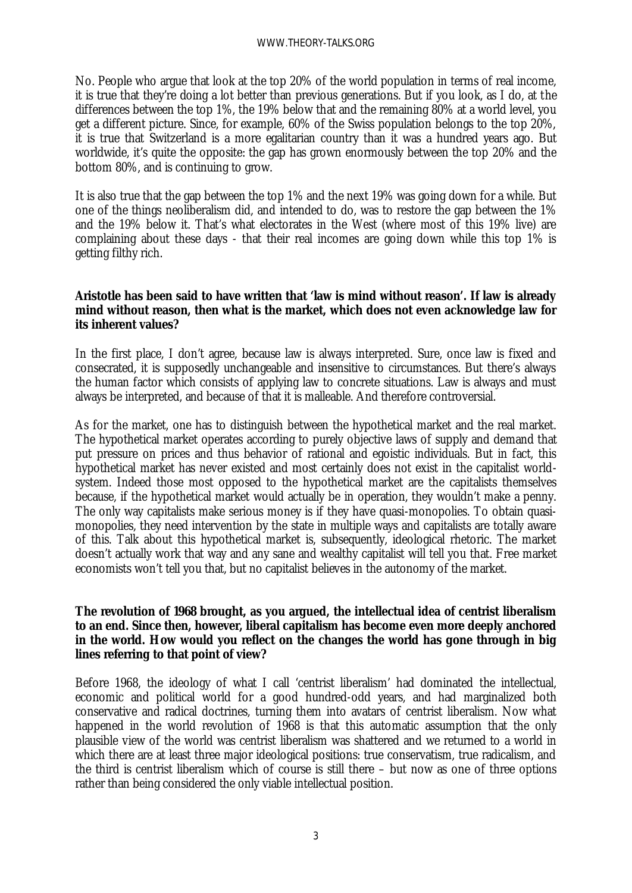No. People who argue that look at the top 20% of the world population in terms of real income, it is true that they're doing a lot better than previous generations. But if you look, as I do, at the differences between the top 1%, the 19% below that and the remaining 80% at a world level, you get a different picture. Since, for example, 60% of the Swiss population belongs to the top 20%, it is true that Switzerland is a more egalitarian country than it was a hundred years ago. But worldwide, it's quite the opposite: the gap has grown enormously between the top 20% and the bottom 80%, and is continuing to grow.

It is also true that the gap between the top 1% and the next 19% was going down for a while. But one of the things neoliberalism did, and intended to do, was to restore the gap between the 1% and the 19% below it. That's what electorates in the West (where most of this 19% live) are complaining about these days - that their real incomes are going down while this top 1% is getting filthy rich.

**Aristotle has been said to have written that 'law is mind without reason'. If law is already mind without reason, then what is the market, which does not even acknowledge law for its inherent values?**

In the first place, I don't agree, because law is always interpreted. Sure, once law is fixed and consecrated, it is supposedly unchangeable and insensitive to circumstances. But there's always the human factor which consists of applying law to concrete situations. Law is always and must always be interpreted, and because of that it is malleable. And therefore controversial.

As for the market, one has to distinguish between the hypothetical market and the real market. The hypothetical market operates according to purely objective laws of supply and demand that put pressure on prices and thus behavior of rational and egoistic individuals. But in fact, this hypothetical market has never existed and most certainly does not exist in the capitalist world-system. Indeed those most opposed to the hypothetical market are the capitalists themselves because, if the hypothetical market would actually be in operation, they wouldn't make a penny. The only way capitalists make serious money is if they have quasi-monopolies. To obtain quasi-monopolies, they need intervention by the state in multiple ways and capitalists are totally aware of this. Talk about this hypothetical market is, subsequently, ideological rhetoric. The market doesn't actually work that way and any sane and wealthy capitalist will tell you that. Free market economists won't tell you that, but no capitalist believes in the autonomy of the market.

**The revolution of 1968 brought, as you argued, the intellectual idea of centrist liberalism to an end. Since then, however, liberal capitalism has become even more deeply anchored in the world. How would you reflect on the changes the world has gone through in big lines referring to that point of view?**

Before 1968, the ideology of what I call 'centrist liberalism' had dominated the intellectual, economic and political world for a good hundred-odd years, and had marginalized both conservative and radical doctrines, turning them into avatars of centrist liberalism. Now what happened in the world revolution of 1968 is that this automatic assumption that the only plausible view of the world was centrist liberalism was shattered and we returned to a world in which there are at least three major ideological positions: true conservatism, true radicalism, and the third is centrist liberalism which of course is still there – but now as one of three options rather than being considered the only viable intellectual position.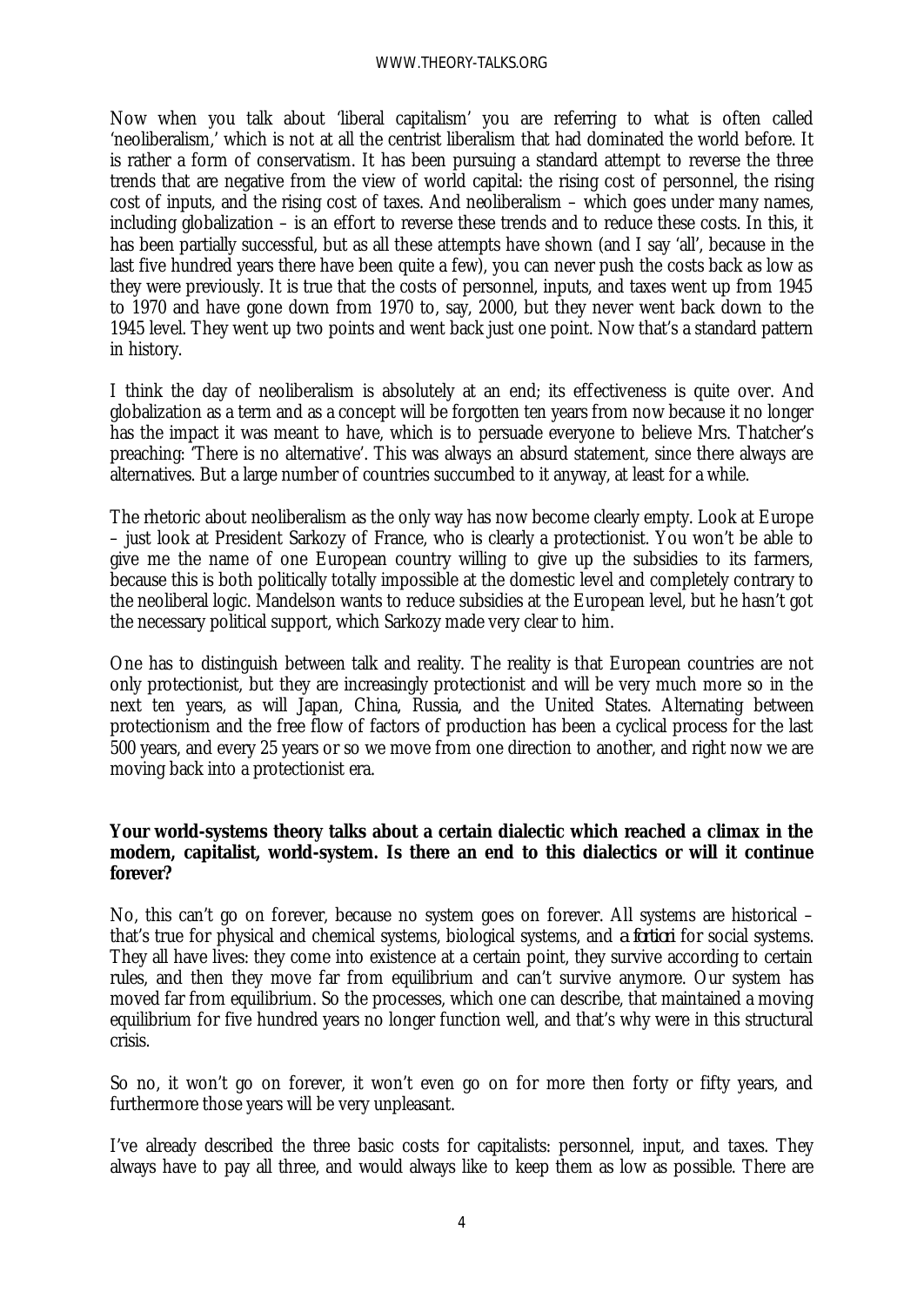Now when you talk about 'liberal capitalism' you are referring to what is often called 'neoliberalism,' which is not at all the centrist liberalism that had dominated the world before. It is rather a form of conservatism. It has been pursuing a standard attempt to reverse the three trends that are negative from the view of world capital: the rising cost of personnel, the rising cost of inputs, and the rising cost of taxes. And neoliberalism – which goes under many names, including globalization – is an effort to reverse these trends and to reduce these costs. In this, it has been partially successful, but as all these attempts have shown (and I say 'all', because in the last five hundred years there have been quite a few), you can never push the costs back as low as they were previously. It is true that the costs of personnel, inputs, and taxes went up from 1945 to 1970 and have gone down from 1970 to, say, 2000, but they never went back down to the 1945 level. They went up two points and went back just one point. Now that's a standard pattern in history.

I think the day of neoliberalism is absolutely at an end; its effectiveness is quite over. And globalization as a term and as a concept will be forgotten ten years from now because it no longer has the impact it was meant to have, which is to persuade everyone to believe Mrs. Thatcher's preaching: 'There is no alternative'. This was always an absurd statement, since there always are alternatives. But a large number of countries succumbed to it anyway, at least for a while.

The rhetoric about neoliberalism as the only way has now become clearly empty. Look at Europe – just look at President Sarkozy of France, who is clearly a protectionist. You won't be able to give me the name of one European country willing to give up the subsidies to its farmers, because this is both politically totally impossible at the domestic level and completely contrary to the neoliberal logic. Mandelson wants to reduce subsidies at the European level, but he hasn't got the necessary political support, which Sarkozy made very clear to him.

One has to distinguish between talk and reality. The reality is that European countries are not only protectionist, but they are increasingly protectionist and will be very much more so in the next ten years, as will Japan, China, Russia, and the United States. Alternating between protectionism and the free flow of factors of production has been a cyclical process for the last 500 years, and every 25 years or so we move from one direction to another, and right now we are moving back into a protectionist era.

**Your world-systems theory talks about a certain dialectic which reached a climax in the modern, capitalist, world-system. Is there an end to this dialectics or will it continue forever?**

No, this can't go on forever, because no system goes on forever. All systems are historical – that's true for physical and chemical systems, biological systems, and *a fortiori* for social systems. They all have lives: they come into existence at a certain point, they survive according to certain rules, and then they move far from equilibrium and can't survive anymore. Our system has moved far from equilibrium. So the processes, which one can describe, that maintained a moving equilibrium for five hundred years no longer function well, and that's why were in this structural crisis.

So no, it won't go on forever, it won't even go on for more then forty or fifty years, and furthermore those years will be very unpleasant.

I've already described the three basic costs for capitalists: personnel, input, and taxes. They always have to pay all three, and would always like to keep them as low as possible. There are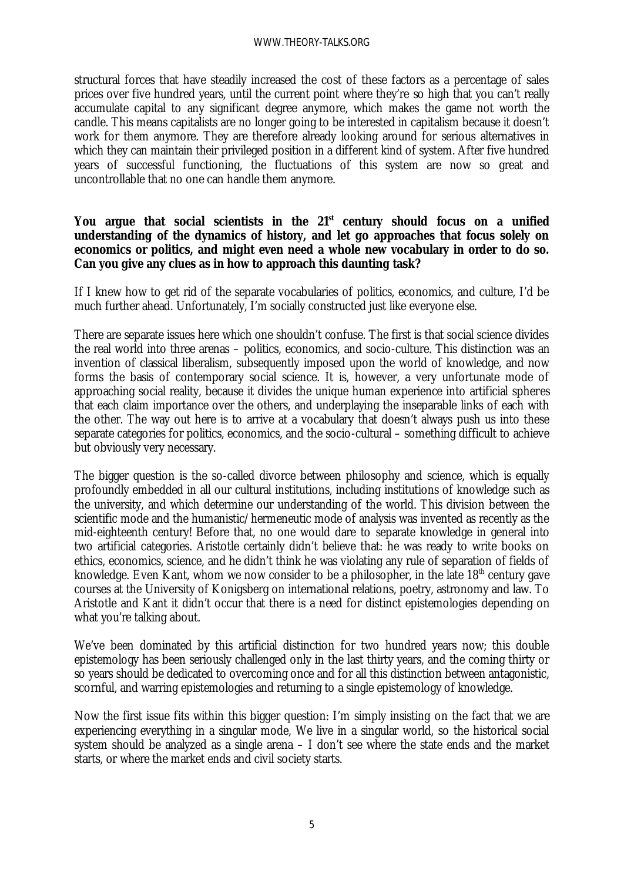structural forces that have steadily increased the cost of these factors as a percentage of sales prices over five hundred years, until the current point where they're so high that you can't really accumulate capital to any significant degree anymore, which makes the game not worth the candle. This means capitalists are no longer going to be interested in capitalism because it doesn't work for them anymore. They are therefore already looking around for serious alternatives in which they can maintain their privileged position in a different kind of system. After five hundred years of successful functioning, the fluctuations of this system are now so great and uncontrollable that no one can handle them anymore.

**You argue that social scientists in the 21st century should focus on a unified understanding of the dynamics of history, and let go approaches that focus solely on economics or politics, and might even need a whole new vocabulary in order to do so. Can you give any clues as in how to approach this daunting task?**

If I knew how to get rid of the separate vocabularies of politics, economics, and culture, I'd be much further ahead. Unfortunately, I'm socially constructed just like everyone else.

There are separate issues here which one shouldn't confuse. The first is that social science divides the real world into three arenas – politics, economics, and socio-culture. This distinction was an invention of classical liberalism, subsequently imposed upon the world of knowledge, and now forms the basis of contemporary social science. It is, however, a very unfortunate mode of approaching social reality, because it divides the unique human experience into artificial spheres that each claim importance over the others, and underplaying the inseparable links of each with the other. The way out here is to arrive at a vocabulary that doesn't always push us into these separate categories for politics, economics, and the socio-cultural – something difficult to achieve but obviously very necessary.

The bigger question is the so-called divorce between philosophy and science, which is equally profoundly embedded in all our cultural institutions, including institutions of knowledge such as the university, and which determine our understanding of the world. This division between the scientific mode and the humanistic/hermeneutic mode of analysis was invented as recently as the mid-eighteenth century! Before that, no one would dare to separate knowledge in general into two artificial categories. Aristotle certainly didn't believe that: he was ready to write books on ethics, economics, science, and he didn't think he was violating any rule of separation of fields of knowledge. Even Kant, whom we now consider to be a philosopher, in the late 18th century gave courses at the University of Konigsberg on international relations, poetry, astronomy and law. To Aristotle and Kant it didn't occur that there is a need for distinct epistemologies depending on what you're talking about.

We've been dominated by this artificial distinction for two hundred years now; this double epistemology has been seriously challenged only in the last thirty years, and the coming thirty or so years should be dedicated to overcoming once and for all this distinction between antagonistic, scornful, and warring epistemologies and returning to a single epistemology of knowledge.

Now the first issue fits within this bigger question: I'm simply insisting on the fact that we are experiencing everything in a singular mode, We live in a singular world, so the historical social system should be analyzed as a single arena – I don't see where the state ends and the market starts, or where the market ends and civil society starts.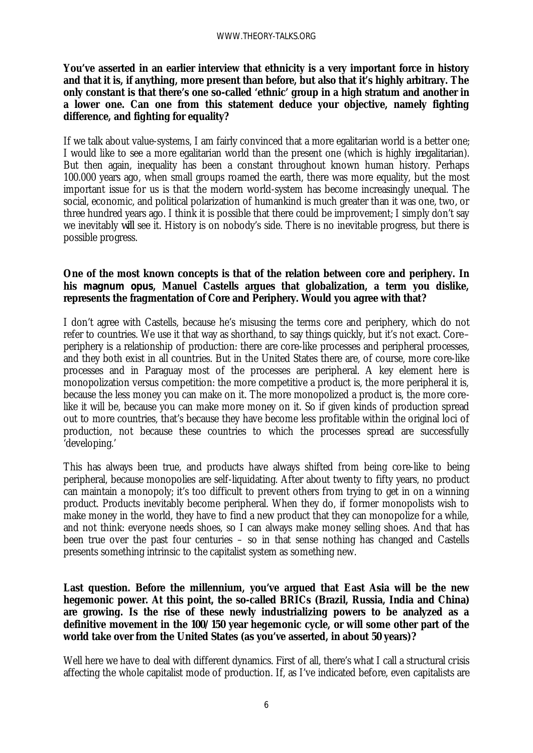**You've asserted in an earlier interview that ethnicity is a very important force in history and that it is, if anything, more present than before, but also that it's highly arbitrary. The only constant is that there's one so-called 'ethnic' group in a high stratum and another in a lower one. Can one from this statement deduce your objective, namely fighting difference, and fighting for equality?**

If we talk about value-systems, I am fairly convinced that a more egalitarian world is a better one; I would like to see a more egalitarian world than the present one (which is highly *inegalitarian*). But then again, inequality has been a constant throughout known human history. Perhaps 100.000 years ago, when small groups roamed the earth, there was more equality, but the most important issue for us is that the modern world-system has become increasingly unequal. The social, economic, and political polarization of humankind is much greater than it was one, two, or three hundred years ago. I think it is possible that there could be improvement; I simply don't say we inevitably *will* see it. History is on nobody's side. There is no inevitable progress, but there is possible progress.

**One of the most known concepts is that of the relation between core and periphery. In his *magnum opus*, Manuel Castells argues that globalization, a term you dislike, represents the fragmentation of Core and Periphery. Would you agree with that?**

I don't agree with Castells, because he's misusing the terms core and periphery, which do not refer to countries. We use it that way as shorthand, to say things quickly, but it's not exact. Core–periphery is a relationship of production: there are core-like processes and peripheral processes, and they both exist in all countries. But in the United States there are, of course, more core-like processes and in Paraguay most of the processes are peripheral. A key element here is monopolization versus competition: the more competitive a product is, the more peripheral it is, because the less money you can make on it. The more monopolized a product is, the more core-like it will be, because you can make more money on it. So if given kinds of production spread out to more countries, that's because they have become less profitable within the original loci of production, not because these countries to which the processes spread are successfully 'developing.'

This has always been true, and products have always shifted from being core-like to being peripheral, because monopolies are self-liquidating. After about twenty to fifty years, no product can maintain a monopoly; it's too difficult to prevent others from trying to get in on a winning product. Products inevitably become peripheral. When they do, if former monopolists wish to make money in the world, they have to find a new product that they can monopolize for a while, and not think: everyone needs shoes, so I can always make money selling shoes. And that has been true over the past four centuries – so in that sense nothing has changed and Castells presents something intrinsic to the capitalist system as something new.

**Last question. Before the millennium, you've argued that East Asia will be the new hegemonic power. At this point, the so-called BRICs (Brazil, Russia, India and China) are growing. Is the rise of these newly industrializing powers to be analyzed as a definitive movement in the 100/150 year hegemonic cycle, or will some other part of the world take over from the United States (as you've asserted, in about 50 years)?**

Well here we have to deal with different dynamics. First of all, there's what I call a structural crisis affecting the whole capitalist mode of production. If, as I've indicated before, even capitalists are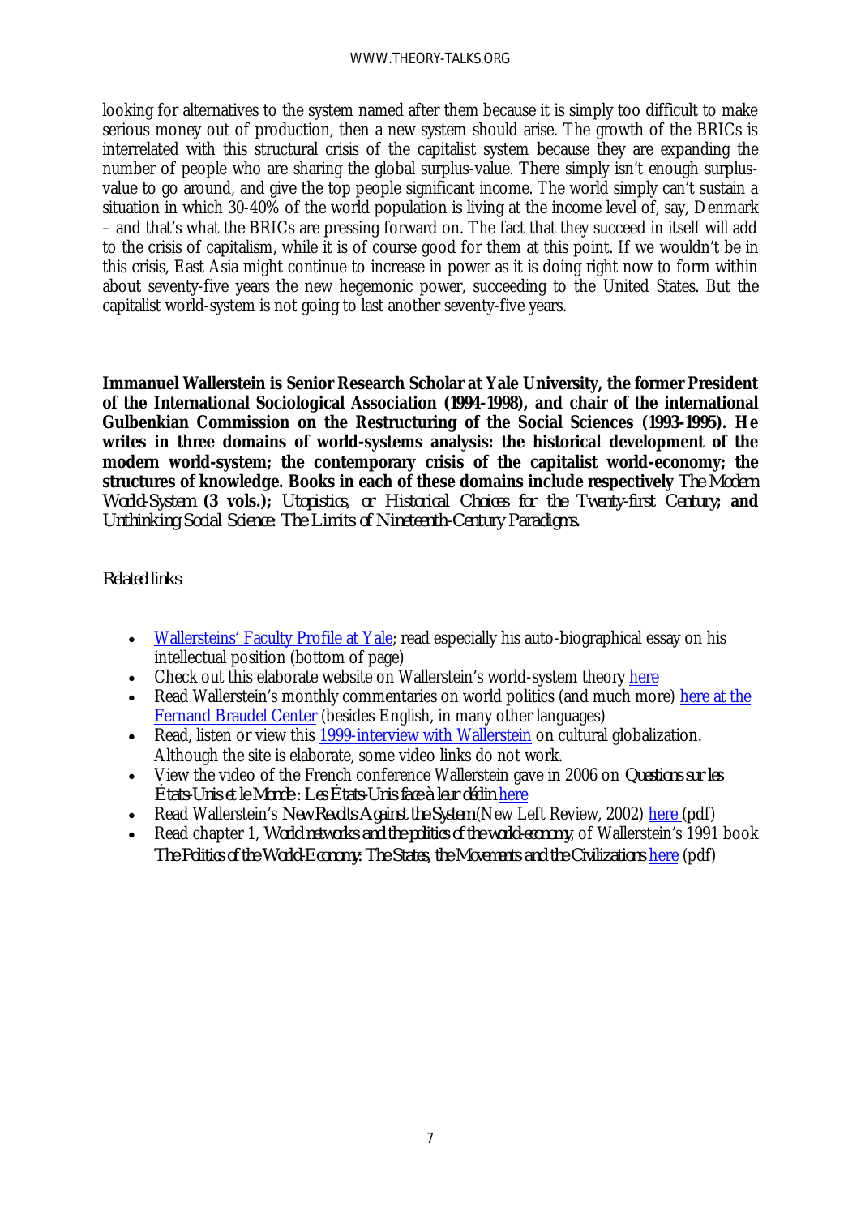looking for alternatives to the system named after them because it is simply too difficult to make serious money out of production, then a new system should arise. The growth of the BRICs is interrelated with this structural crisis of the capitalist system because they are expanding the number of people who are sharing the global surplus-value. There simply isn't enough surplus-value to go around, and give the top people significant income. The world simply can't sustain a situation in which 30-40% of the world population is living at the income level of, say, Denmark – and that's what the BRICs are pressing forward on. The fact that they succeed in itself will add to the crisis of capitalism, while it is of course good for them at this point. If we wouldn't be in this crisis, East Asia might continue to increase in power as it is doing right now to form within about seventy-five years the new hegemonic power, succeeding to the United States. But the capitalist world-system is not going to last another seventy-five years.

**Immanuel Wallerstein is Senior Research Scholar at Yale University, the former President of the International Sociological Association (1994-1998), and chair of the international Gulbenkian Commission on the Restructuring of the Social Sciences (1993-1995). He writes in three domains of world-systems analysis: the historical development of the modern world-system; the contemporary crisis of the capitalist world-economy; the structures of knowledge. Books in each of these domains include respectively** *The Modern World-System* **(3 vols.);** *Utopistics, or Historical Choices for the Twenty-first Century***; and** *Unthinking Social Science: The Limits of Nineteenth-Century Paradigms.*

*Related links*

- Wallersteins' Faculty Profile at Yale; read especially his auto-biographical essay on his intellectual position (bottom of page)
- Check out this elaborate website on Wallerstein's world-system theory here
- Read Wallerstein's monthly commentaries on world politics (and much more) here at the Fernand Braudel Center (besides English, in many other languages)
- Read, listen or view this 1999-interview with Wallerstein on cultural globalization. Although the site is elaborate, some video links do not work.
- View the video of the French conference Wallerstein gave in 2006 on *Questions sur les États-Unis et le Monde : Les États-Unis face à leur déclin* here
- Read Wallerstein's *New Revolts Against the System* (New Left Review, 2002) here (pdf)
- Read chapter 1, *World networks and the politics of the world-economy*, of Wallerstein's 1991 book *The Politics of the World-Economy: The States, the Movements and the Civilizations* here (pdf)